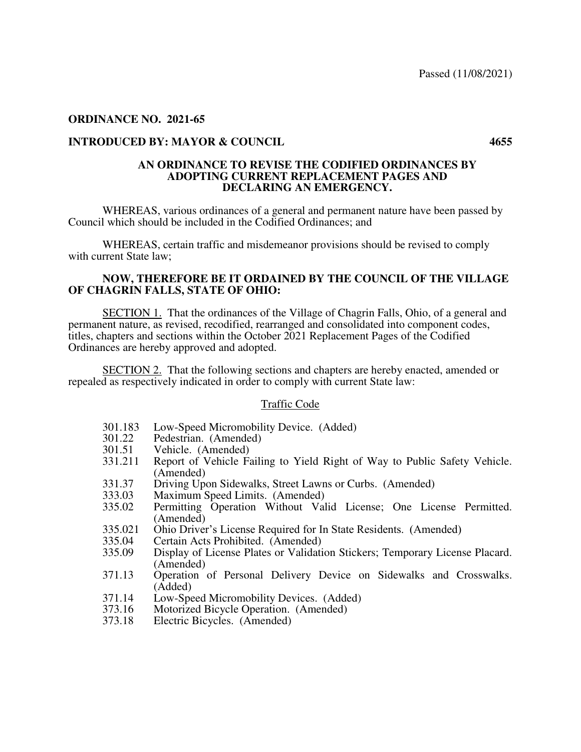Passed (11/08/2021)

**ORDINANCE NO. 2021-65**

**INTRODUCED BY: MAYOR & COUNCIL** **4655**

**AN ORDINANCE TO REVISE THE CODIFIED ORDINANCES BY ADOPTING CURRENT REPLACEMENT PAGES AND DECLARING AN EMERGENCY.**

WHEREAS, various ordinances of a general and permanent nature have been passed by Council which should be included in the Codified Ordinances; and

WHEREAS, certain traffic and misdemeanor provisions should be revised to comply with current State law;

**NOW, THEREFORE BE IT ORDAINED BY THE COUNCIL OF THE VILLAGE OF CHAGRIN FALLS, STATE OF OHIO:**

SECTION 1. That the ordinances of the Village of Chagrin Falls, Ohio, of a general and permanent nature, as revised, recodified, rearranged and consolidated into component codes, titles, chapters and sections within the October 2021 Replacement Pages of the Codified Ordinances are hereby approved and adopted.

SECTION 2. That the following sections and chapters are hereby enacted, amended or repealed as respectively indicated in order to comply with current State law:

Traffic Code

- 301.183 Low-Speed Micromobility Device. (Added)
- 301.22 Pedestrian. (Amended)
- 301.51 Vehicle. (Amended)
- 331.211 Report of Vehicle Failing to Yield Right of Way to Public Safety Vehicle. (Amended)
- 331.37 Driving Upon Sidewalks, Street Lawns or Curbs. (Amended)
- 333.03 Maximum Speed Limits. (Amended)
- 335.02 Permitting Operation Without Valid License; One License Permitted. (Amended)
- 335.021 Ohio Driver's License Required for In State Residents. (Amended)
- 335.04 Certain Acts Prohibited. (Amended)
- 335.09 Display of License Plates or Validation Stickers; Temporary License Placard. (Amended)
- 371.13 Operation of Personal Delivery Device on Sidewalks and Crosswalks. (Added)
- 371.14 Low-Speed Micromobility Devices. (Added)
- 373.16 Motorized Bicycle Operation. (Amended)
- 373.18 Electric Bicycles. (Amended)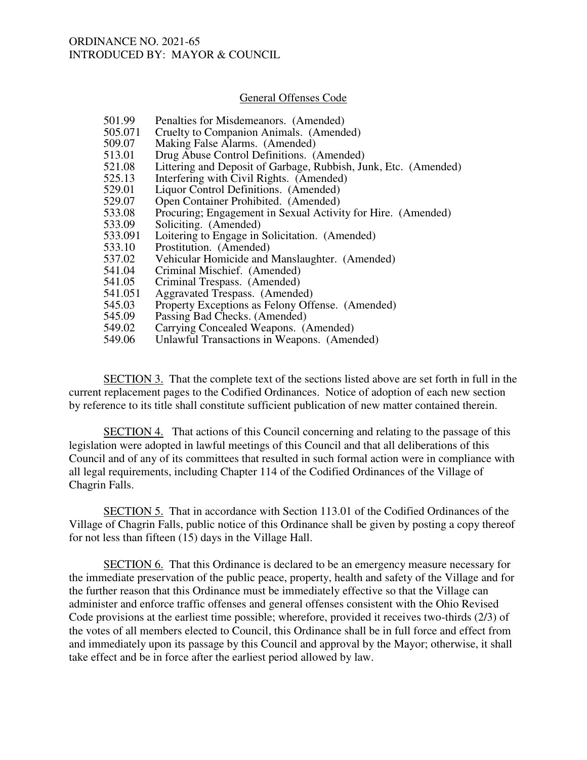ORDINANCE NO. 2021-65
INTRODUCED BY: MAYOR & COUNCIL

General Offenses Code

| | |
|---|---|
| 501.99 | Penalties for Misdemeanors. (Amended) |
| 505.071 | Cruelty to Companion Animals. (Amended) |
| 509.07 | Making False Alarms. (Amended) |
| 513.01 | Drug Abuse Control Definitions. (Amended) |
| 521.08 | Littering and Deposit of Garbage, Rubbish, Junk, Etc. (Amended) |
| 525.13 | Interfering with Civil Rights. (Amended) |
| 529.01 | Liquor Control Definitions. (Amended) |
| 529.07 | Open Container Prohibited. (Amended) |
| 533.08 | Procuring; Engagement in Sexual Activity for Hire. (Amended) |
| 533.09 | Soliciting. (Amended) |
| 533.091 | Loitering to Engage in Solicitation. (Amended) |
| 533.10 | Prostitution. (Amended) |
| 537.02 | Vehicular Homicide and Manslaughter. (Amended) |
| 541.04 | Criminal Mischief. (Amended) |
| 541.05 | Criminal Trespass. (Amended) |
| 541.051 | Aggravated Trespass. (Amended) |
| 545.03 | Property Exceptions as Felony Offense. (Amended) |
| 545.09 | Passing Bad Checks. (Amended) |
| 549.02 | Carrying Concealed Weapons. (Amended) |
| 549.06 | Unlawful Transactions in Weapons. (Amended) |

SECTION 3. That the complete text of the sections listed above are set forth in full in the current replacement pages to the Codified Ordinances. Notice of adoption of each new section by reference to its title shall constitute sufficient publication of new matter contained therein.

SECTION 4. That actions of this Council concerning and relating to the passage of this legislation were adopted in lawful meetings of this Council and that all deliberations of this Council and of any of its committees that resulted in such formal action were in compliance with all legal requirements, including Chapter 114 of the Codified Ordinances of the Village of Chagrin Falls.

SECTION 5. That in accordance with Section 113.01 of the Codified Ordinances of the Village of Chagrin Falls, public notice of this Ordinance shall be given by posting a copy thereof for not less than fifteen (15) days in the Village Hall.

SECTION 6. That this Ordinance is declared to be an emergency measure necessary for the immediate preservation of the public peace, property, health and safety of the Village and for the further reason that this Ordinance must be immediately effective so that the Village can administer and enforce traffic offenses and general offenses consistent with the Ohio Revised Code provisions at the earliest time possible; wherefore, provided it receives two-thirds (2/3) of the votes of all members elected to Council, this Ordinance shall be in full force and effect from and immediately upon its passage by this Council and approval by the Mayor; otherwise, it shall take effect and be in force after the earliest period allowed by law.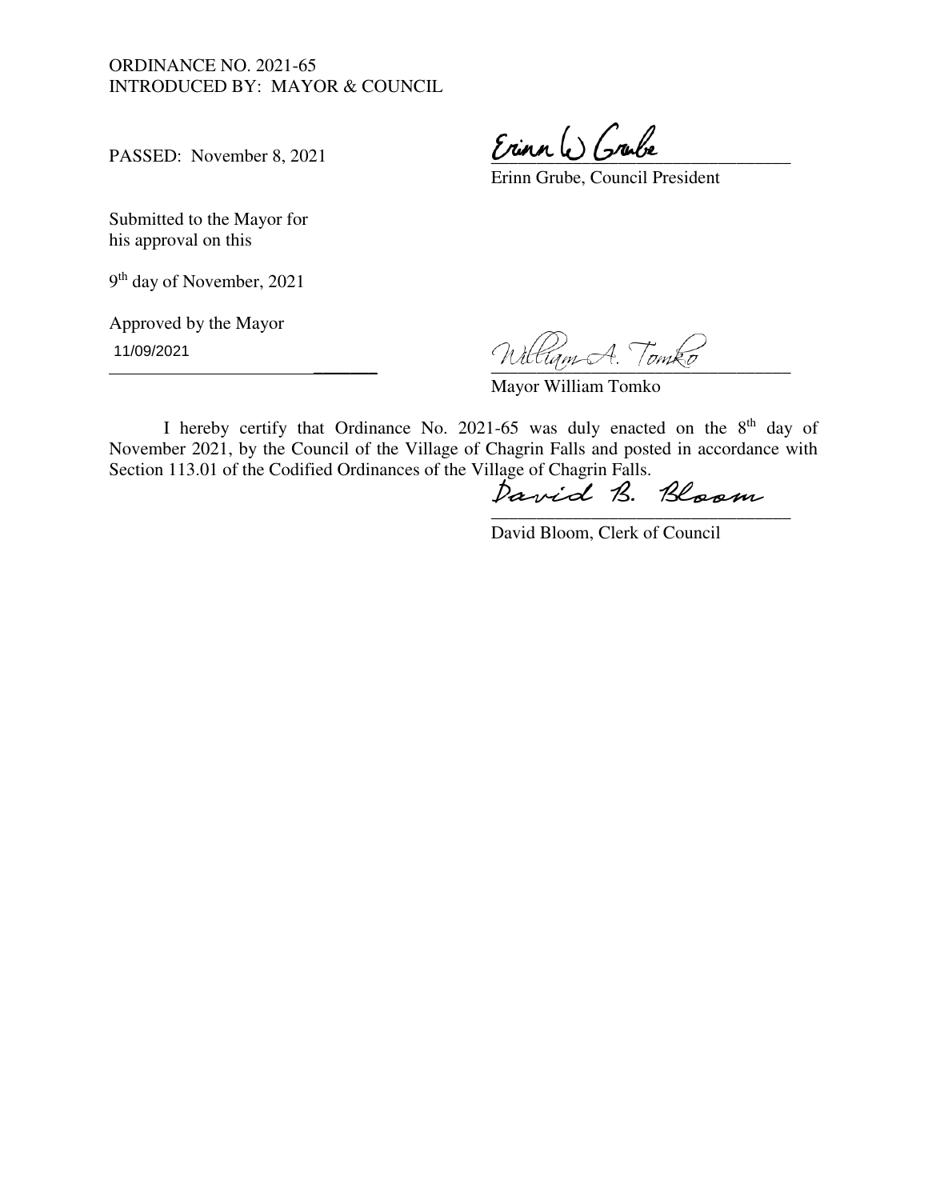ORDINANCE NO. 2021-65
INTRODUCED BY: MAYOR & COUNCIL

PASSED: November 8, 2021

Erinn W Grube
Erinn Grube, Council President

Submitted to the Mayor for
his approval on this

9th day of November, 2021

Approved by the Mayor
11/09/2021

William A. Tomko
Mayor William Tomko

I hereby certify that Ordinance No. 2021-65 was duly enacted on the 8th day of November 2021, by the Council of the Village of Chagrin Falls and posted in accordance with Section 113.01 of the Codified Ordinances of the Village of Chagrin Falls.

David B. Bloom
David Bloom, Clerk of Council